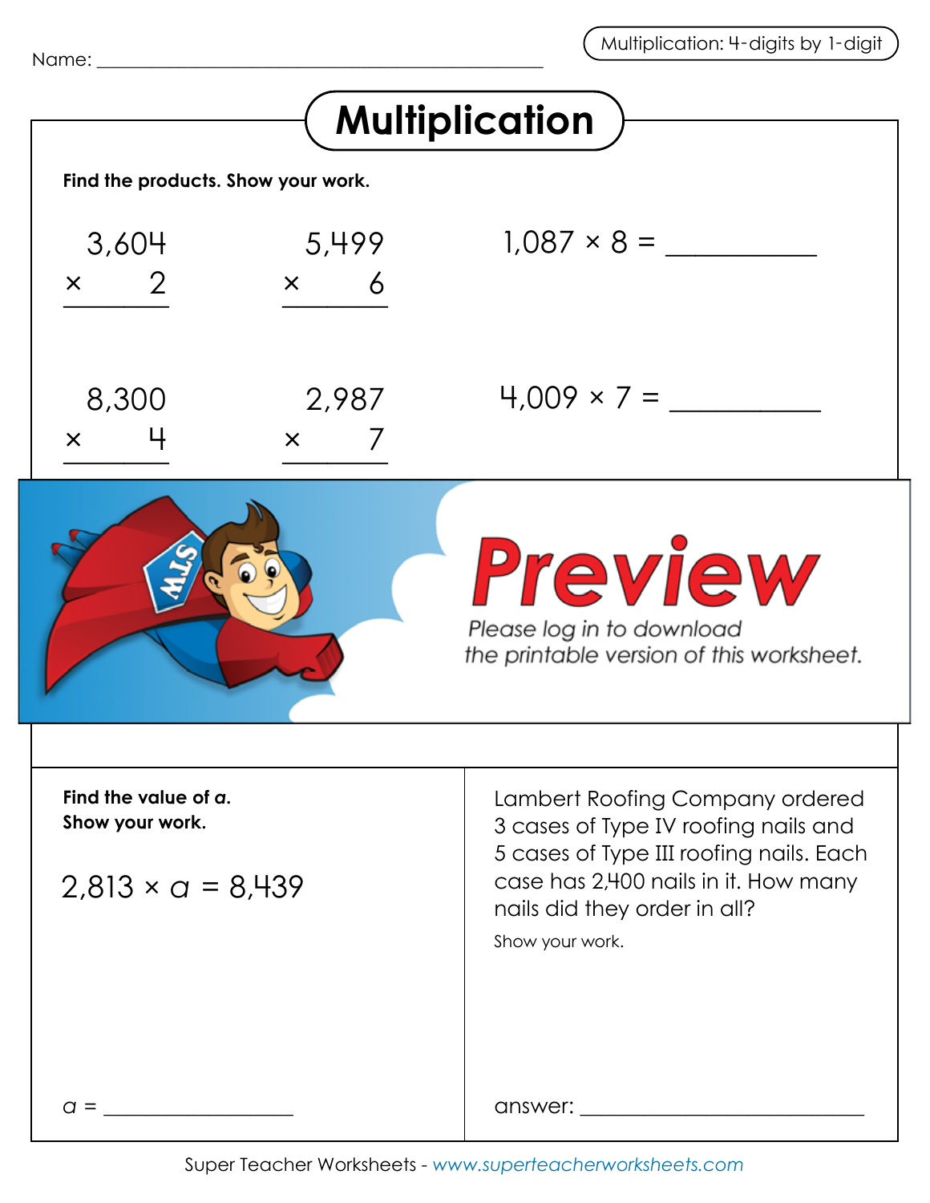Name: ______________________________

Multiplication: 4-digits by 1-digit

# Multiplication

**Find the products. Show your work.**

$$\begin{array}{r} 3{,}604 \\ \times \quad 2 \\ \hline \end{array}$$

$$\begin{array}{r} 5{,}499 \\ \times \quad 6 \\ \hline \end{array}$$

$1{,}087 \times 8 =$ ____________

$$\begin{array}{r} 8{,}300 \\ \times \quad 4 \\ \hline \end{array}$$

$$\begin{array}{r} 2{,}987 \\ \times \quad 7 \\ \hline \end{array}$$

$4{,}009 \times 7 =$ ____________

**Preview**

Please log in to download the printable version of this worksheet.

**Find the value of *a*.**
**Show your work.**

$2{,}813 \times a = 8{,}439$

$a =$ ______________

Lambert Roofing Company ordered 3 cases of Type IV roofing nails and 5 cases of Type III roofing nails. Each case has 2,400 nails in it. How many nails did they order in all?

Show your work.

answer: ______________________

Super Teacher Worksheets - www.superteacherworksheets.com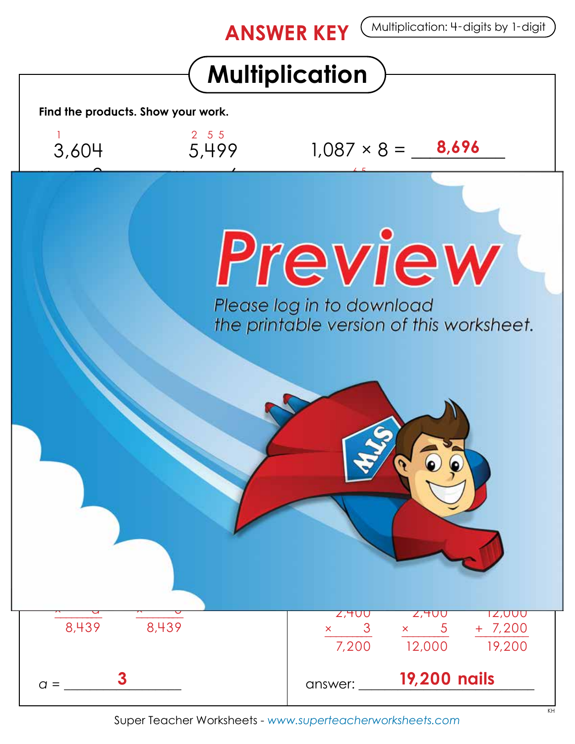**ANSWER KEY**

Multiplication: 4-digits by 1-digit

# Multiplication

**Find the products. Show your work.**

```
   1
 3,604
```

```
 2 5 5
 5,499
```

1,087 × 8 = **8,696**

---

```
 8,439     8,439
```

$a$ = **3**

```
   2,400      2,400      12,000
 ×     3    ×     5    +  7,200
   7,200     12,000      19,200
```

answer: **19,200 nails**